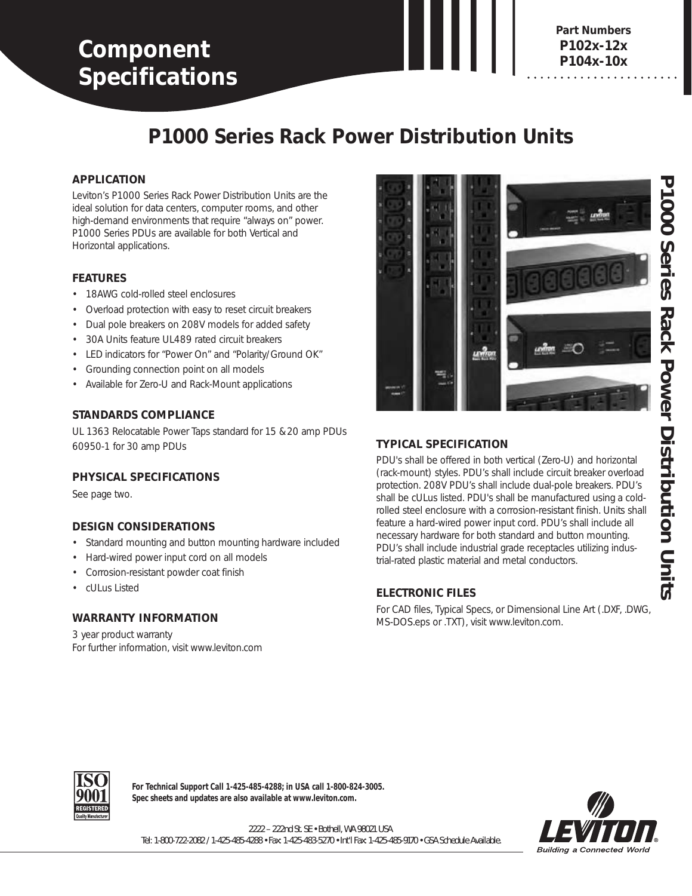# Component Specifications

**Part Numbers**
**P102x-12x**
**P104x-10x**

## P1000 Series Rack Power Distribution Units

### APPLICATION

Leviton's P1000 Series Rack Power Distribution Units are the ideal solution for data centers, computer rooms, and other high-demand environments that require "always on" power. P1000 Series PDUs are available for both Vertical and Horizontal applications.

### FEATURES

- 18AWG cold-rolled steel enclosures
- Overload protection with easy to reset circuit breakers
- Dual pole breakers on 208V models for added safety
- 30A Units feature UL489 rated circuit breakers
- LED indicators for "Power On" and "Polarity/Ground OK"
- Grounding connection point on all models
- Available for Zero-U and Rack-Mount applications

### STANDARDS COMPLIANCE

UL 1363 Relocatable Power Taps standard for 15 & 20 amp PDUs
60950-1 for 30 amp PDUs

### PHYSICAL SPECIFICATIONS

See page two.

### DESIGN CONSIDERATIONS

- Standard mounting and button mounting hardware included
- Hard-wired power input cord on all models
- Corrosion-resistant powder coat finish
- cULus Listed

### WARRANTY INFORMATION

3 year product warranty
For further information, visit www.leviton.com

### TYPICAL SPECIFICATION

PDU's shall be offered in both vertical (Zero-U) and horizontal (rack-mount) styles. PDU's shall include circuit breaker overload protection. 208V PDU's shall include dual-pole breakers. PDU's shall be cULus listed. PDU's shall be manufactured using a cold-rolled steel enclosure with a corrosion-resistant finish. Units shall feature a hard-wired power input cord. PDU's shall include all necessary hardware for both standard and button mounting. PDU's shall include industrial grade receptacles utilizing industrial-rated plastic material and metal conductors.

### ELECTRONIC FILES

For CAD files, Typical Specs, or Dimensional Line Art (.DXF, .DWG, MS-DOS.eps or .TXT), visit www.leviton.com.

**For Technical Support Call 1-425-485-4288; in USA call 1-800-824-3005.**
**Spec sheets and updates are also available at www.leviton.com.**

2222 – 222nd St. SE • Bothell, WA 98021 USA
Tel: 1-800-722-2082 / 1-425-485-4288 • Fax: 1-425-483-5270 • Int'l Fax: 1-425-485-9170 • GSA Schedule Available.

Building a Connected World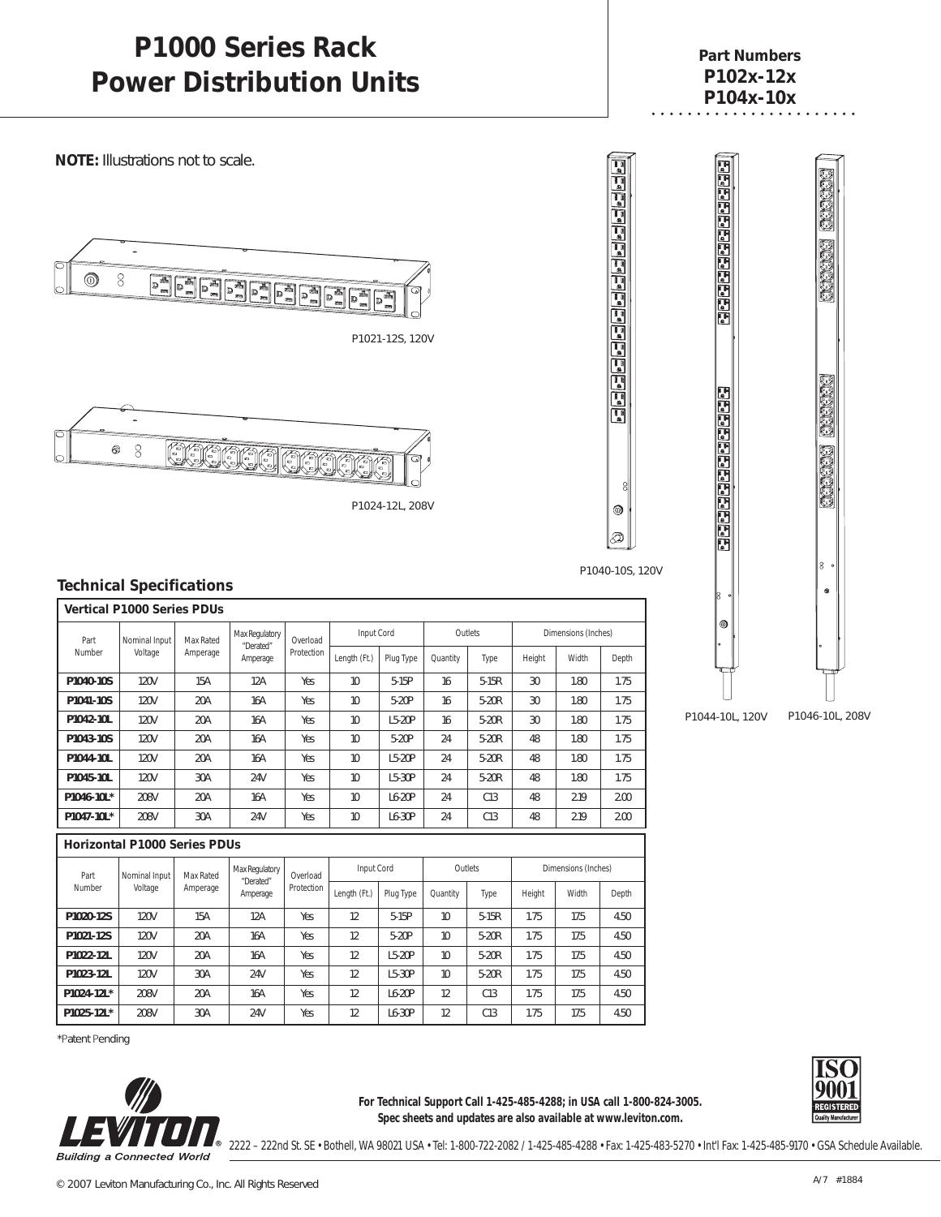# P1000 Series Rack Power Distribution Units

**Part Numbers**
**P102x-12x**
**P104x-10x**

**NOTE:** Illustrations not to scale.

P1021-12S, 120V

P1024-12L, 208V

P1040-10S, 120V

P1044-10L, 120V

P1046-10L, 208V

## Technical Specifications

**Vertical P1000 Series PDUs**

| Part Number | Nominal Input Voltage | Max Rated Amperage | Max Regulatory "Derated" Amperage | Overload Protection | Input Cord | | Outlets | | Dimensions (Inches) | | |
|---|---|---|---|---|---|---|---|---|---|---|---|
| | | | | | Length (Ft.) | Plug Type | Quantity | Type | Height | Width | Depth |
| **P1040-10S** | 120V | 15A | 12A | Yes | 10 | 5-15P | 16 | 5-15R | 30 | 1.80 | 1.75 |
| **P1041-10S** | 120V | 20A | 16A | Yes | 10 | 5-20P | 16 | 5-20R | 30 | 1.80 | 1.75 |
| **P1042-10L** | 120V | 20A | 16A | Yes | 10 | L5-20P | 16 | 5-20R | 30 | 1.80 | 1.75 |
| **P1043-10S** | 120V | 20A | 16A | Yes | 10 | 5-20P | 24 | 5-20R | 48 | 1.80 | 1.75 |
| **P1044-10L** | 120V | 20A | 16A | Yes | 10 | L5-20P | 24 | 5-20R | 48 | 1.80 | 1.75 |
| **P1045-10L** | 120V | 30A | 24V | Yes | 10 | L5-30P | 24 | 5-20R | 48 | 1.80 | 1.75 |
| **P1046-10L*** | 208V | 20A | 16A | Yes | 10 | L6-20P | 24 | C13 | 48 | 2.19 | 2.00 |
| **P1047-10L*** | 208V | 30A | 24V | Yes | 10 | L6-30P | 24 | C13 | 48 | 2.19 | 2.00 |

**Horizontal P1000 Series PDUs**

| Part Number | Nominal Input Voltage | Max Rated Amperage | Max Regulatory "Derated" Amperage | Overload Protection | Input Cord | | Outlets | | Dimensions (Inches) | | |
|---|---|---|---|---|---|---|---|---|---|---|---|
| | | | | | Length (Ft.) | Plug Type | Quantity | Type | Height | Width | Depth |
| **P1020-12S** | 120V | 15A | 12A | Yes | 12 | 5-15P | 10 | 5-15R | 1.75 | 17.5 | 4.50 |
| **P1021-12S** | 120V | 20A | 16A | Yes | 12 | 5-20P | 10 | 5-20R | 1.75 | 17.5 | 4.50 |
| **P1022-12L** | 120V | 20A | 16A | Yes | 12 | L5-20P | 10 | 5-20R | 1.75 | 17.5 | 4.50 |
| **P1023-12L** | 120V | 30A | 24V | Yes | 12 | L5-30P | 10 | 5-20R | 1.75 | 17.5 | 4.50 |
| **P1024-12L*** | 208V | 20A | 16A | Yes | 12 | L6-20P | 12 | C13 | 1.75 | 17.5 | 4.50 |
| **P1025-12L*** | 208V | 30A | 24V | Yes | 12 | L6-30P | 12 | C13 | 1.75 | 17.5 | 4.50 |

*Patent Pending

**For Technical Support Call 1-425-485-4288; in USA call 1-800-824-3005.**
**Spec sheets and updates are also available at www.leviton.com.**

LEVITON® Building a Connected World

2222 – 222nd St. SE • Bothell, WA 98021 USA • Tel: 1-800-722-2082 / 1-425-485-4288 • Fax: 1-425-483-5270 • Int'l Fax: 1-425-485-9170 • GSA Schedule Available.

ISO 9001 REGISTERED Quality Manufacturer

© 2007 Leviton Manufacturing Co., Inc. All Rights Reserved

A/7 #1884